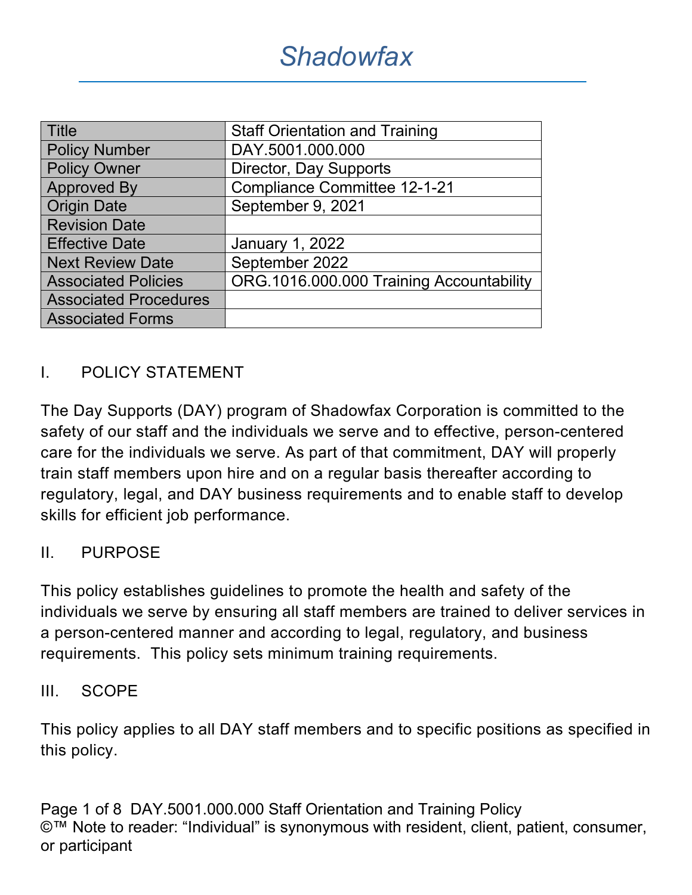# Shadowfax

| Title | Staff Orientation and Training |
|---|---|
| Policy Number | DAY.5001.000.000 |
| Policy Owner | Director, Day Supports |
| Approved By | Compliance Committee 12-1-21 |
| Origin Date | September 9, 2021 |
| Revision Date | |
| Effective Date | January 1, 2022 |
| Next Review Date | September 2022 |
| Associated Policies | ORG.1016.000.000 Training Accountability |
| Associated Procedures | |
| Associated Forms | |

## I. POLICY STATEMENT

The Day Supports (DAY) program of Shadowfax Corporation is committed to the safety of our staff and the individuals we serve and to effective, person-centered care for the individuals we serve. As part of that commitment, DAY will properly train staff members upon hire and on a regular basis thereafter according to regulatory, legal, and DAY business requirements and to enable staff to develop skills for efficient job performance.

## II. PURPOSE

This policy establishes guidelines to promote the health and safety of the individuals we serve by ensuring all staff members are trained to deliver services in a person-centered manner and according to legal, regulatory, and business requirements. This policy sets minimum training requirements.

## III. SCOPE

This policy applies to all DAY staff members and to specific positions as specified in this policy.

©™ Note to reader: "Individual" is synonymous with resident, client, patient, consumer, or participant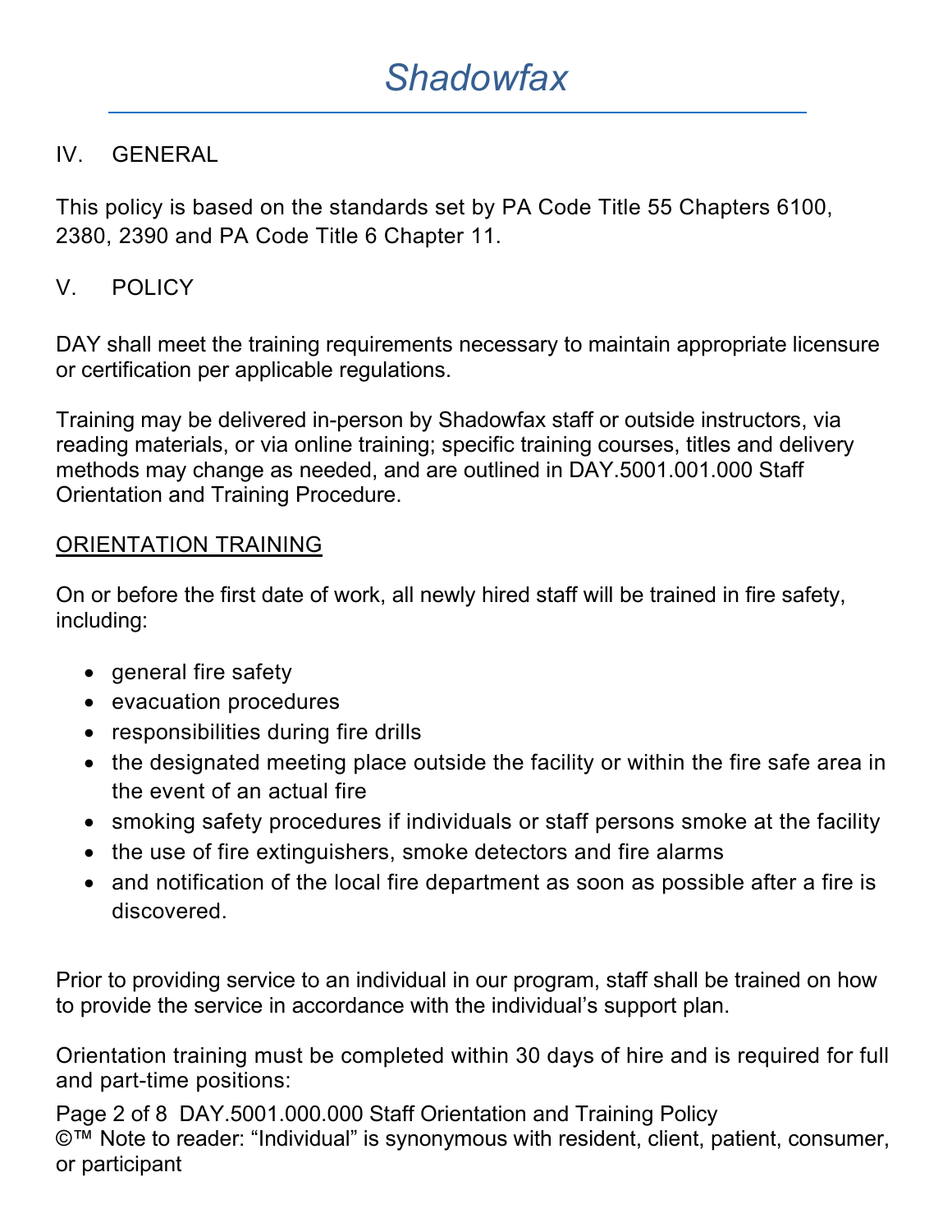## IV. GENERAL

This policy is based on the standards set by PA Code Title 55 Chapters 6100, 2380, 2390 and PA Code Title 6 Chapter 11.

## V. POLICY

DAY shall meet the training requirements necessary to maintain appropriate licensure or certification per applicable regulations.

Training may be delivered in-person by Shadowfax staff or outside instructors, via reading materials, or via online training; specific training courses, titles and delivery methods may change as needed, and are outlined in DAY.5001.001.000 Staff Orientation and Training Procedure.

### ORIENTATION TRAINING

On or before the first date of work, all newly hired staff will be trained in fire safety, including:

- general fire safety
- evacuation procedures
- responsibilities during fire drills
- the designated meeting place outside the facility or within the fire safe area in the event of an actual fire
- smoking safety procedures if individuals or staff persons smoke at the facility
- the use of fire extinguishers, smoke detectors and fire alarms
- and notification of the local fire department as soon as possible after a fire is discovered.

Prior to providing service to an individual in our program, staff shall be trained on how to provide the service in accordance with the individual's support plan.

Orientation training must be completed within 30 days of hire and is required for full and part-time positions: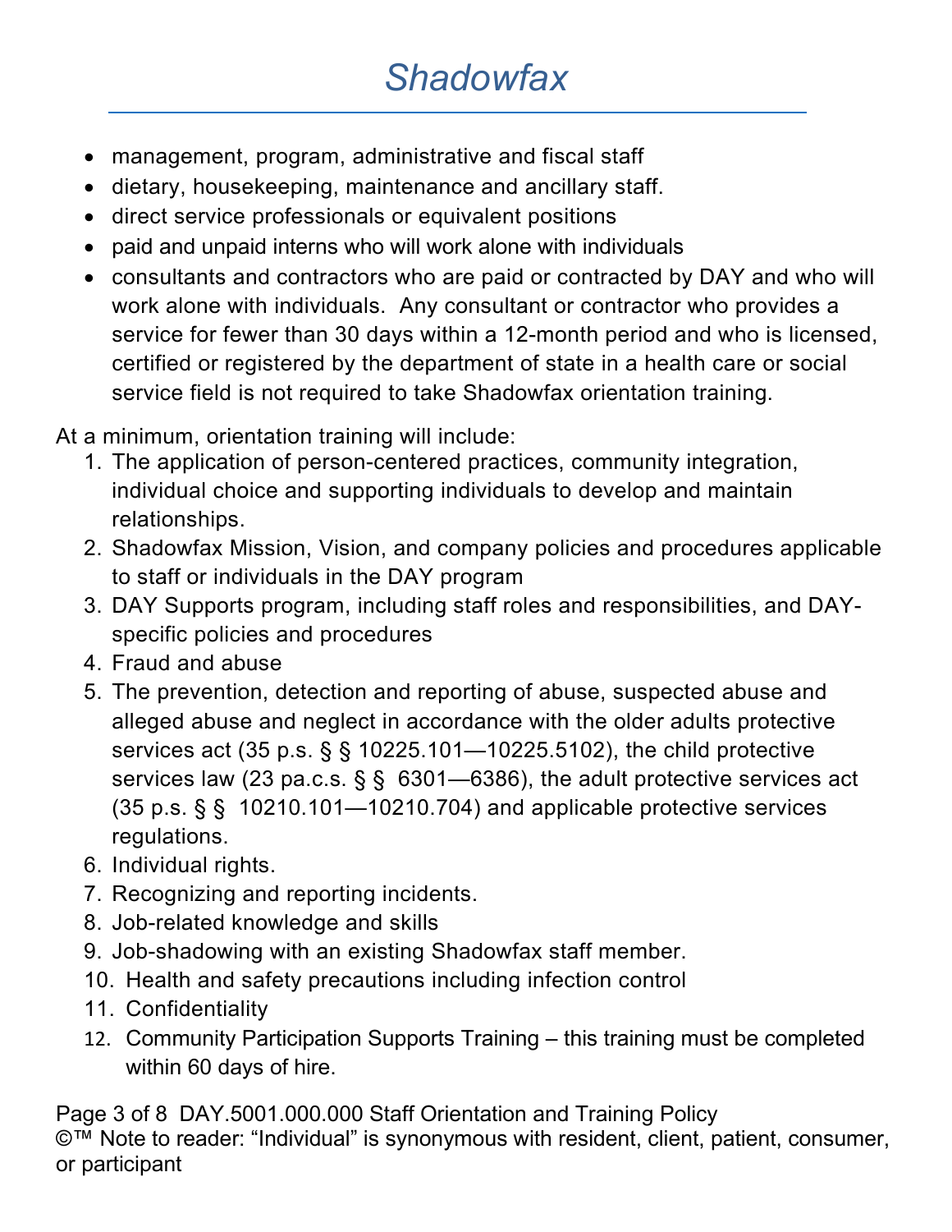- management, program, administrative and fiscal staff
- dietary, housekeeping, maintenance and ancillary staff.
- direct service professionals or equivalent positions
- paid and unpaid interns who will work alone with individuals
- consultants and contractors who are paid or contracted by DAY and who will work alone with individuals. Any consultant or contractor who provides a service for fewer than 30 days within a 12-month period and who is licensed, certified or registered by the department of state in a health care or social service field is not required to take Shadowfax orientation training.

At a minimum, orientation training will include:

1. The application of person-centered practices, community integration, individual choice and supporting individuals to develop and maintain relationships.
2. Shadowfax Mission, Vision, and company policies and procedures applicable to staff or individuals in the DAY program
3. DAY Supports program, including staff roles and responsibilities, and DAY-specific policies and procedures
4. Fraud and abuse
5. The prevention, detection and reporting of abuse, suspected abuse and alleged abuse and neglect in accordance with the older adults protective services act (35 p.s. § § 10225.101—10225.5102), the child protective services law (23 pa.c.s. § § 6301—6386), the adult protective services act (35 p.s. § § 10210.101—10210.704) and applicable protective services regulations.
6. Individual rights.
7. Recognizing and reporting incidents.
8. Job-related knowledge and skills
9. Job-shadowing with an existing Shadowfax staff member.
10. Health and safety precautions including infection control
11. Confidentiality
12. Community Participation Supports Training – this training must be completed within 60 days of hire.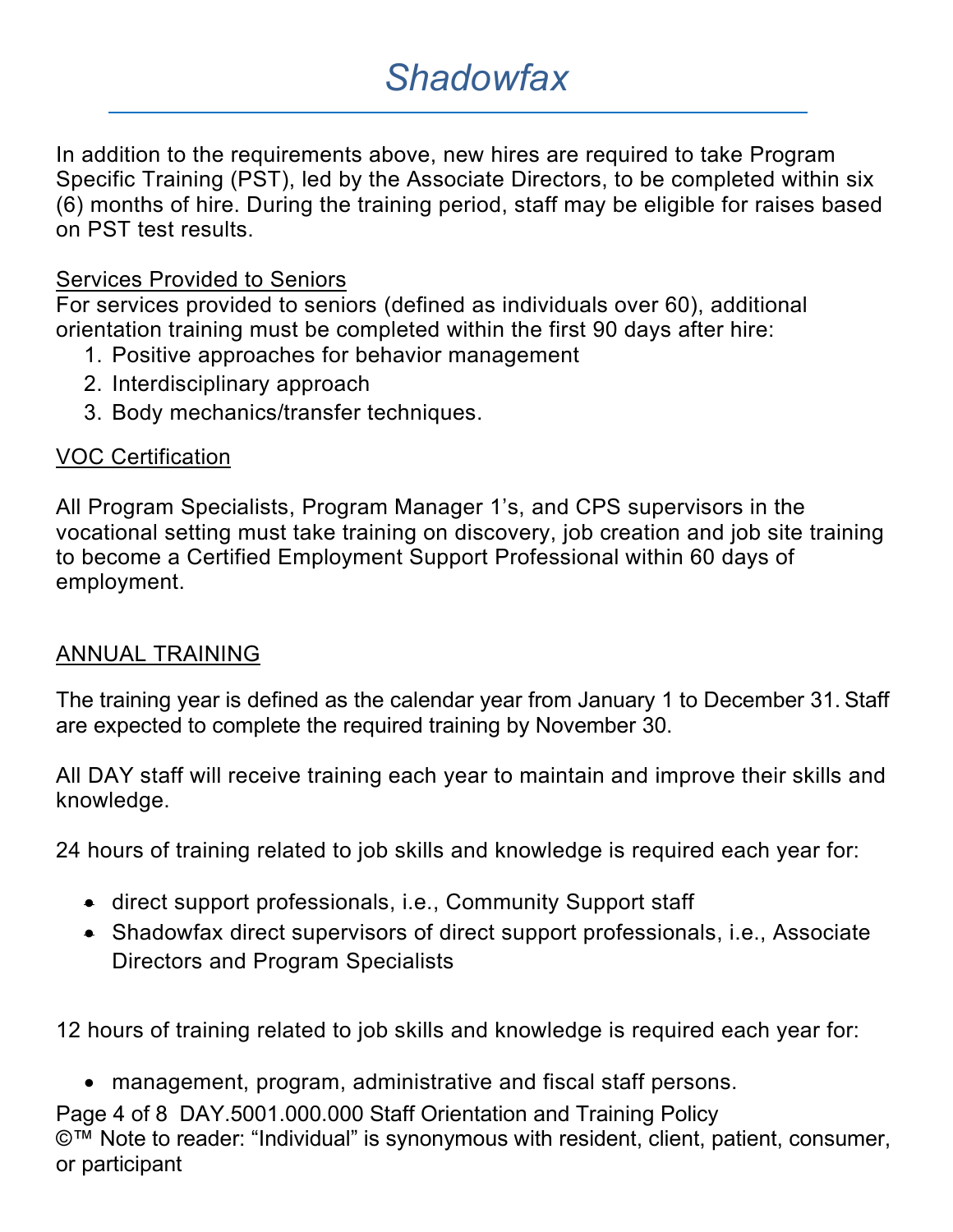In addition to the requirements above, new hires are required to take Program Specific Training (PST), led by the Associate Directors, to be completed within six (6) months of hire. During the training period, staff may be eligible for raises based on PST test results.

Services Provided to Seniors

For services provided to seniors (defined as individuals over 60), additional orientation training must be completed within the first 90 days after hire:

1. Positive approaches for behavior management
2. Interdisciplinary approach
3. Body mechanics/transfer techniques.

VOC Certification

All Program Specialists, Program Manager 1's, and CPS supervisors in the vocational setting must take training on discovery, job creation and job site training to become a Certified Employment Support Professional within 60 days of employment.

ANNUAL TRAINING

The training year is defined as the calendar year from January 1 to December 31. Staff are expected to complete the required training by November 30.

All DAY staff will receive training each year to maintain and improve their skills and knowledge.

24 hours of training related to job skills and knowledge is required each year for:

- direct support professionals, i.e., Community Support staff
- Shadowfax direct supervisors of direct support professionals, i.e., Associate Directors and Program Specialists

12 hours of training related to job skills and knowledge is required each year for:

- management, program, administrative and fiscal staff persons.

©™ Note to reader: "Individual" is synonymous with resident, client, patient, consumer, or participant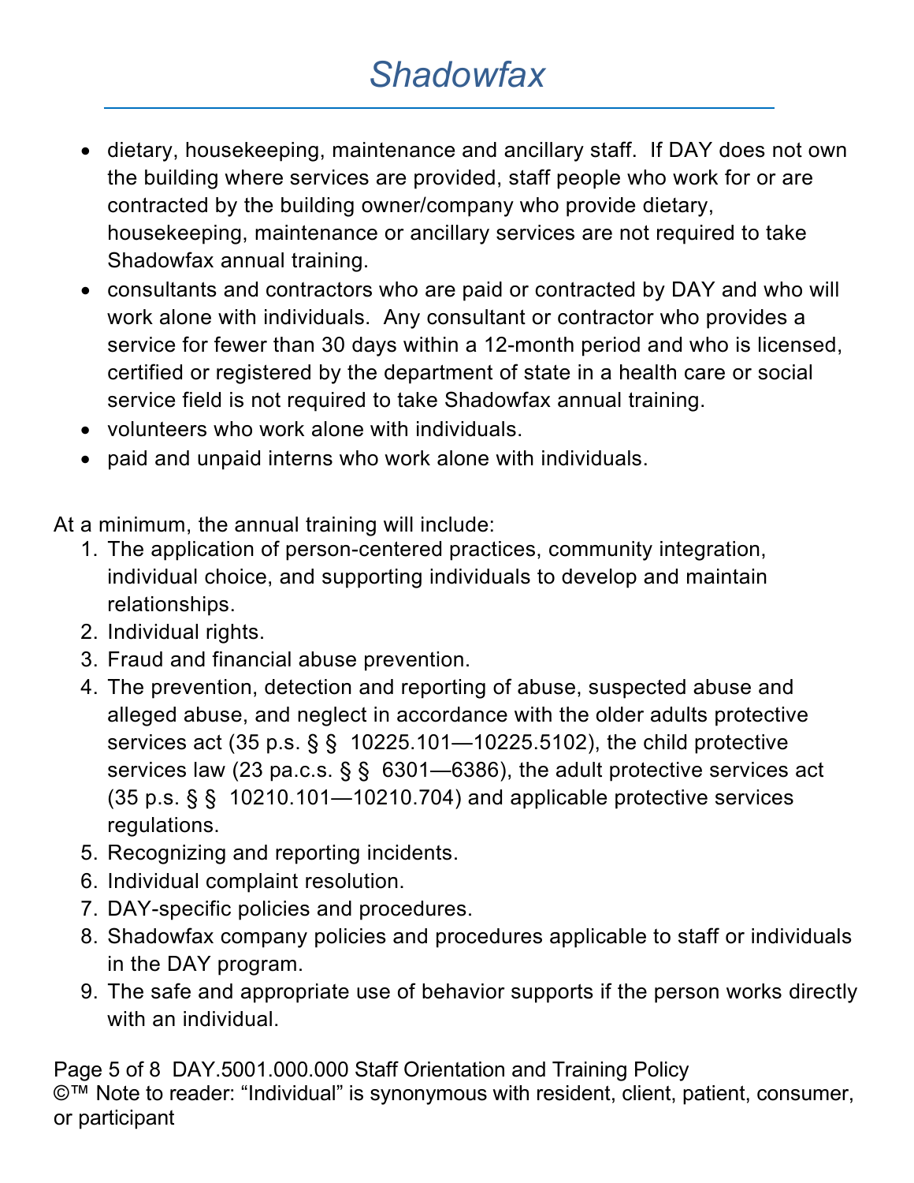- dietary, housekeeping, maintenance and ancillary staff. If DAY does not own the building where services are provided, staff people who work for or are contracted by the building owner/company who provide dietary, housekeeping, maintenance or ancillary services are not required to take Shadowfax annual training.
- consultants and contractors who are paid or contracted by DAY and who will work alone with individuals. Any consultant or contractor who provides a service for fewer than 30 days within a 12-month period and who is licensed, certified or registered by the department of state in a health care or social service field is not required to take Shadowfax annual training.
- volunteers who work alone with individuals.
- paid and unpaid interns who work alone with individuals.

At a minimum, the annual training will include:

1. The application of person-centered practices, community integration, individual choice, and supporting individuals to develop and maintain relationships.
2. Individual rights.
3. Fraud and financial abuse prevention.
4. The prevention, detection and reporting of abuse, suspected abuse and alleged abuse, and neglect in accordance with the older adults protective services act (35 p.s. § § 10225.101—10225.5102), the child protective services law (23 pa.c.s. § § 6301—6386), the adult protective services act (35 p.s. § § 10210.101—10210.704) and applicable protective services regulations.
5. Recognizing and reporting incidents.
6. Individual complaint resolution.
7. DAY-specific policies and procedures.
8. Shadowfax company policies and procedures applicable to staff or individuals in the DAY program.
9. The safe and appropriate use of behavior supports if the person works directly with an individual.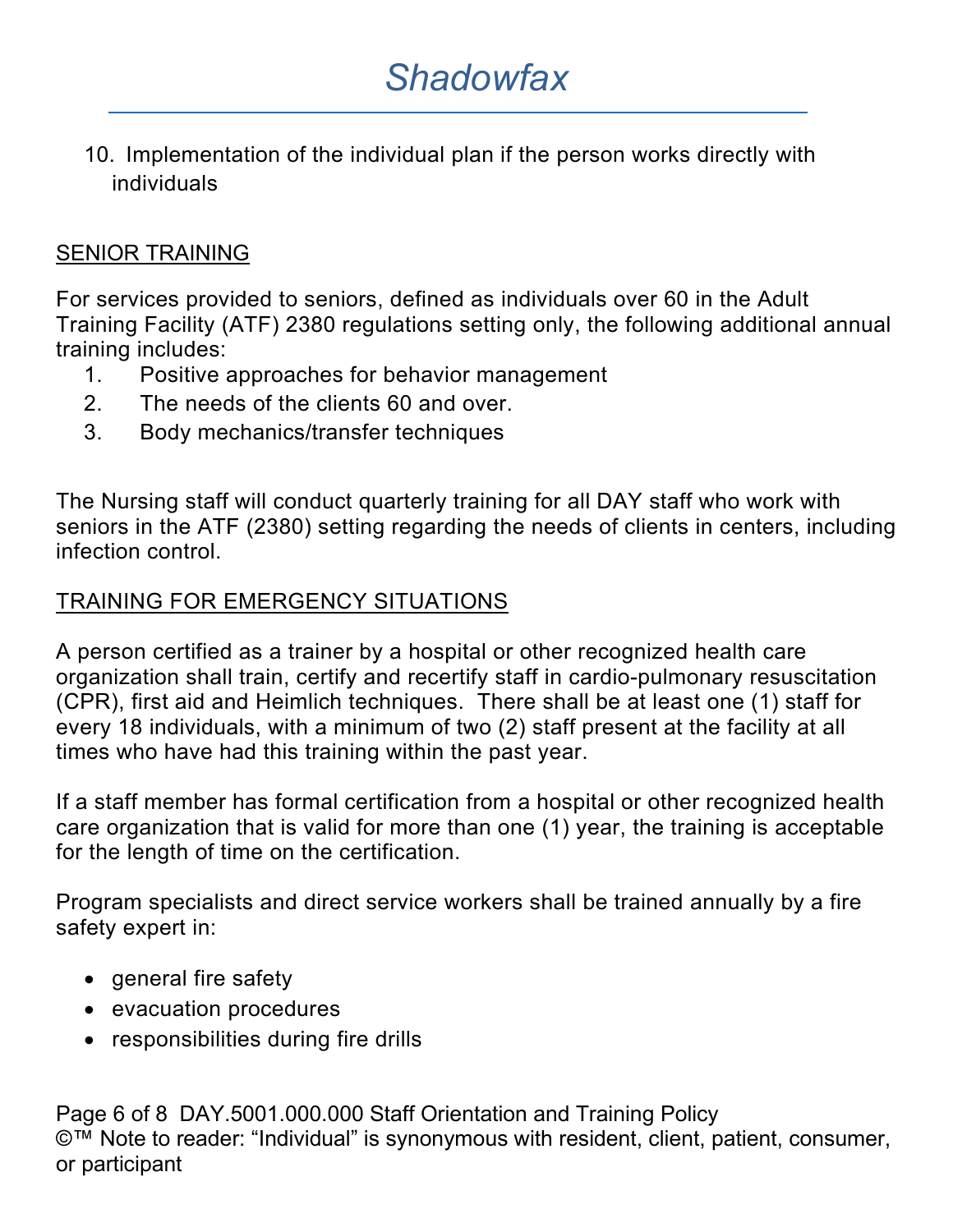10. Implementation of the individual plan if the person works directly with individuals

## SENIOR TRAINING

For services provided to seniors, defined as individuals over 60 in the Adult Training Facility (ATF) 2380 regulations setting only, the following additional annual training includes:

1. Positive approaches for behavior management
2. The needs of the clients 60 and over.
3. Body mechanics/transfer techniques

The Nursing staff will conduct quarterly training for all DAY staff who work with seniors in the ATF (2380) setting regarding the needs of clients in centers, including infection control.

## TRAINING FOR EMERGENCY SITUATIONS

A person certified as a trainer by a hospital or other recognized health care organization shall train, certify and recertify staff in cardio-pulmonary resuscitation (CPR), first aid and Heimlich techniques. There shall be at least one (1) staff for every 18 individuals, with a minimum of two (2) staff present at the facility at all times who have had this training within the past year.

If a staff member has formal certification from a hospital or other recognized health care organization that is valid for more than one (1) year, the training is acceptable for the length of time on the certification.

Program specialists and direct service workers shall be trained annually by a fire safety expert in:

- general fire safety
- evacuation procedures
- responsibilities during fire drills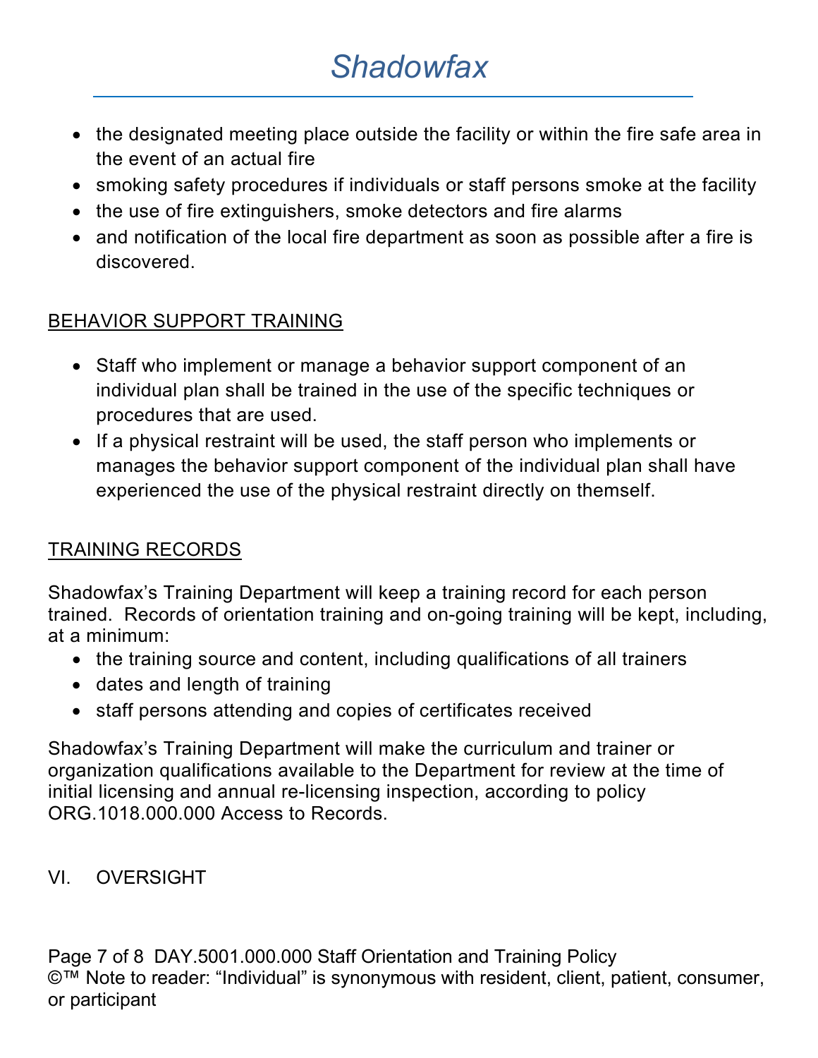- the designated meeting place outside the facility or within the fire safe area in the event of an actual fire
- smoking safety procedures if individuals or staff persons smoke at the facility
- the use of fire extinguishers, smoke detectors and fire alarms
- and notification of the local fire department as soon as possible after a fire is discovered.

<u>BEHAVIOR SUPPORT TRAINING</u>

- Staff who implement or manage a behavior support component of an individual plan shall be trained in the use of the specific techniques or procedures that are used.
- If a physical restraint will be used, the staff person who implements or manages the behavior support component of the individual plan shall have experienced the use of the physical restraint directly on themself.

<u>TRAINING RECORDS</u>

Shadowfax's Training Department will keep a training record for each person trained. Records of orientation training and on-going training will be kept, including, at a minimum:

- the training source and content, including qualifications of all trainers
- dates and length of training
- staff persons attending and copies of certificates received

Shadowfax's Training Department will make the curriculum and trainer or organization qualifications available to the Department for review at the time of initial licensing and annual re-licensing inspection, according to policy ORG.1018.000.000 Access to Records.

## VI. OVERSIGHT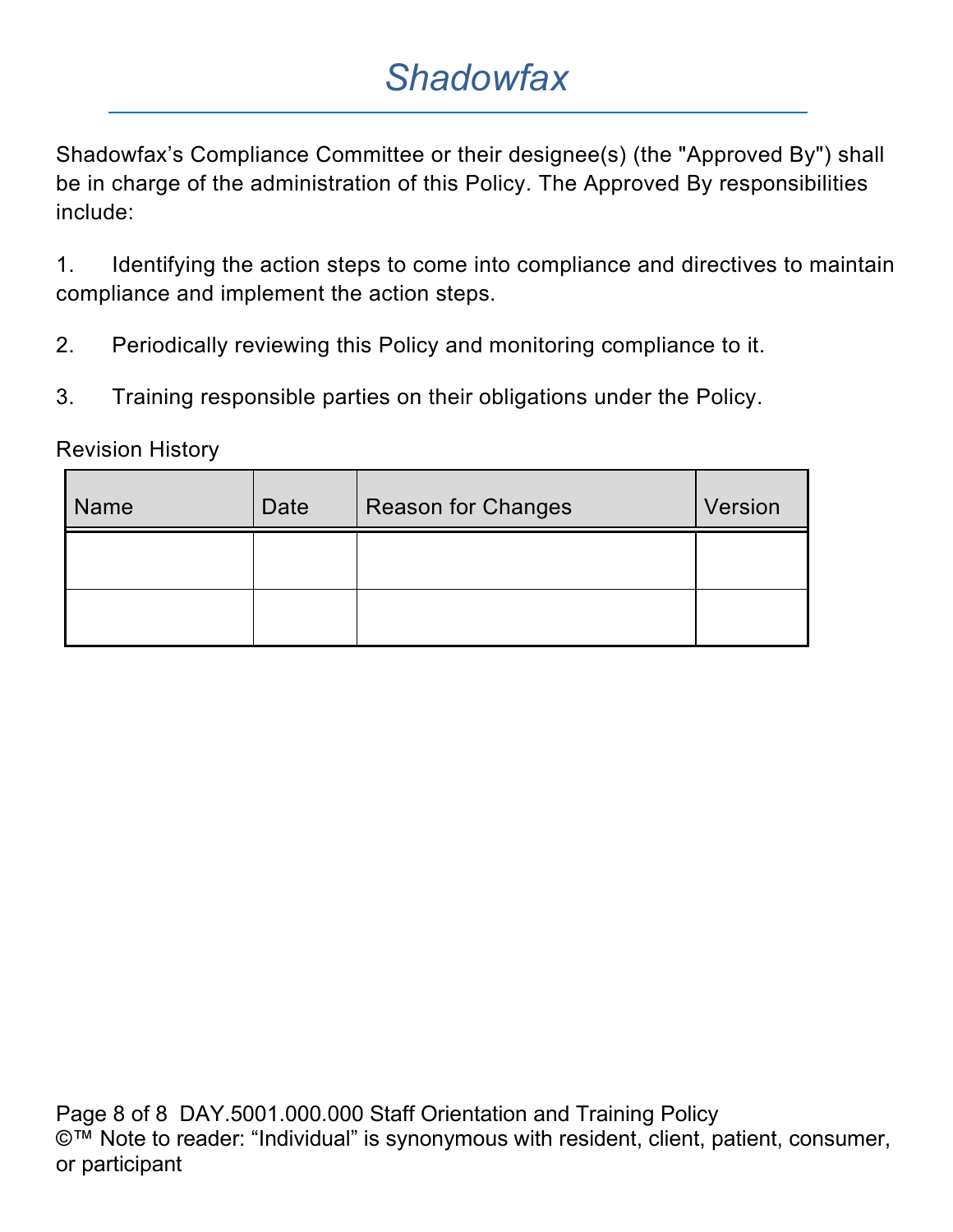Shadowfax's Compliance Committee or their designee(s) (the "Approved By") shall be in charge of the administration of this Policy. The Approved By responsibilities include:

1. Identifying the action steps to come into compliance and directives to maintain compliance and implement the action steps.

2. Periodically reviewing this Policy and monitoring compliance to it.

3. Training responsible parties on their obligations under the Policy.

Revision History

| Name | Date | Reason for Changes | Version |
|---|---|---|---|
| | | | |
| | | | |